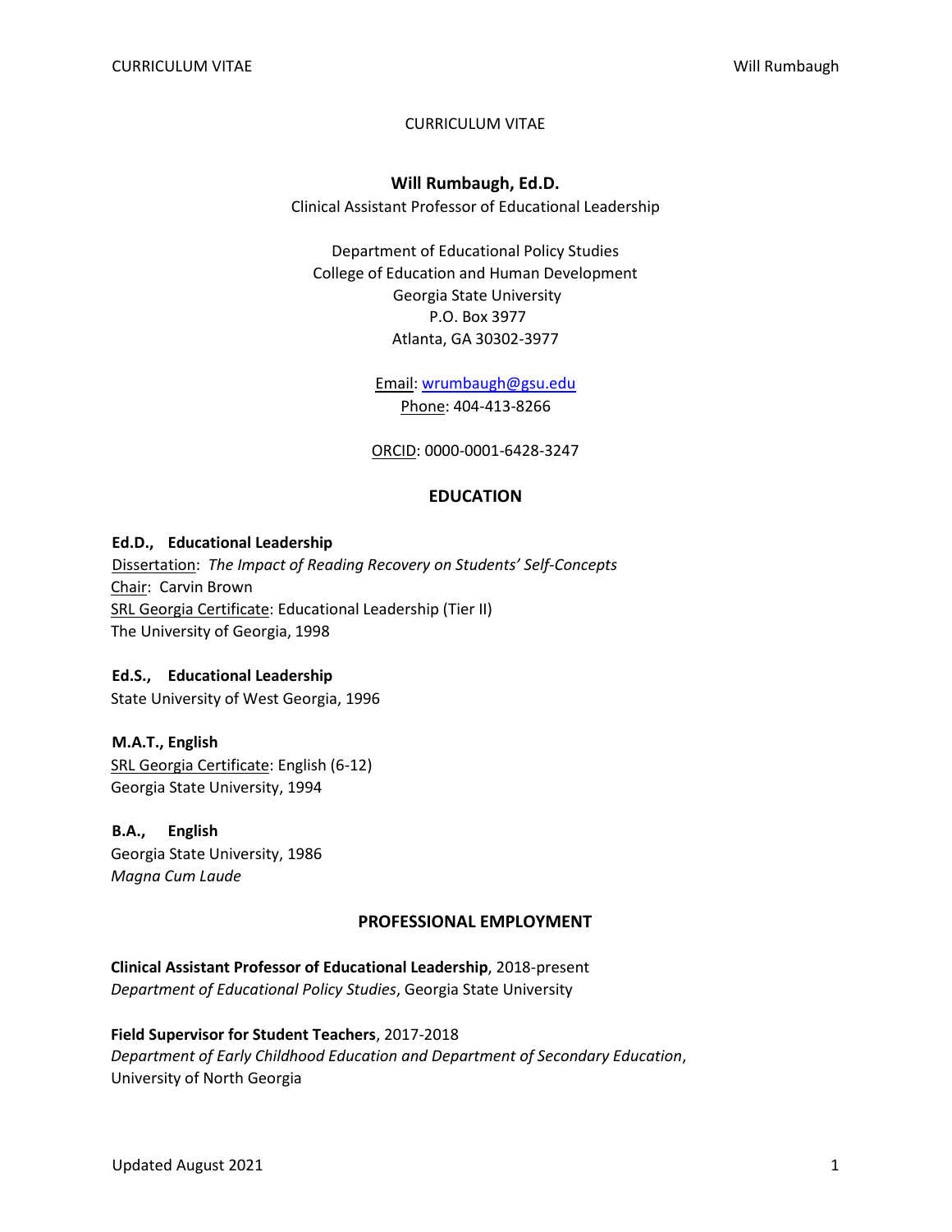CURRICULUM VITAE

# Will Rumbaugh, Ed.D.

Clinical Assistant Professor of Educational Leadership

Department of Educational Policy Studies
College of Education and Human Development
Georgia State University
P.O. Box 3977
Atlanta, GA 30302-3977

Email: wrumbaugh@gsu.edu
Phone: 404-413-8266

ORCID: 0000-0001-6428-3247

## EDUCATION

**Ed.D., Educational Leadership**
Dissertation: *The Impact of Reading Recovery on Students' Self-Concepts*
Chair: Carvin Brown
SRL Georgia Certificate: Educational Leadership (Tier II)
The University of Georgia, 1998

**Ed.S., Educational Leadership**
State University of West Georgia, 1996

**M.A.T., English**
SRL Georgia Certificate: English (6-12)
Georgia State University, 1994

**B.A., English**
Georgia State University, 1986
*Magna Cum Laude*

## PROFESSIONAL EMPLOYMENT

**Clinical Assistant Professor of Educational Leadership**, 2018-present
*Department of Educational Policy Studies*, Georgia State University

**Field Supervisor for Student Teachers**, 2017-2018
*Department of Early Childhood Education and Department of Secondary Education*, University of North Georgia

Updated August 2021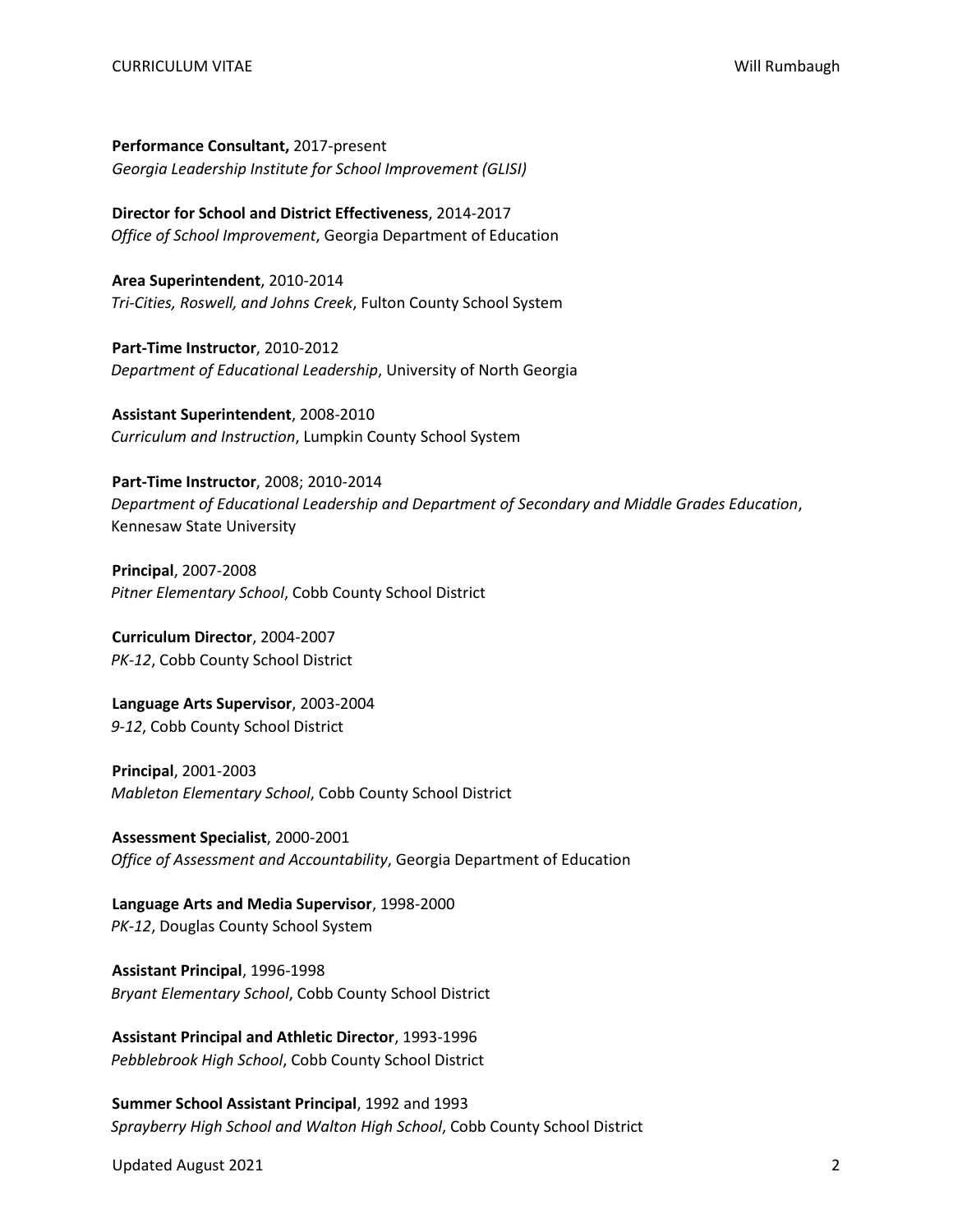**Performance Consultant,** 2017-present
*Georgia Leadership Institute for School Improvement (GLISI)*

**Director for School and District Effectiveness**, 2014-2017
*Office of School Improvement*, Georgia Department of Education

**Area Superintendent**, 2010-2014
*Tri-Cities, Roswell, and Johns Creek*, Fulton County School System

**Part-Time Instructor**, 2010-2012
*Department of Educational Leadership*, University of North Georgia

**Assistant Superintendent**, 2008-2010
*Curriculum and Instruction*, Lumpkin County School System

**Part-Time Instructor**, 2008; 2010-2014
*Department of Educational Leadership and Department of Secondary and Middle Grades Education*, Kennesaw State University

**Principal**, 2007-2008
*Pitner Elementary School*, Cobb County School District

**Curriculum Director**, 2004-2007
*PK-12*, Cobb County School District

**Language Arts Supervisor**, 2003-2004
*9-12*, Cobb County School District

**Principal**, 2001-2003
*Mableton Elementary School*, Cobb County School District

**Assessment Specialist**, 2000-2001
*Office of Assessment and Accountability*, Georgia Department of Education

**Language Arts and Media Supervisor**, 1998-2000
*PK-12*, Douglas County School System

**Assistant Principal**, 1996-1998
*Bryant Elementary School*, Cobb County School District

**Assistant Principal and Athletic Director**, 1993-1996
*Pebblebrook High School*, Cobb County School District

**Summer School Assistant Principal**, 1992 and 1993
*Sprayberry High School and Walton High School*, Cobb County School District

Updated August 2021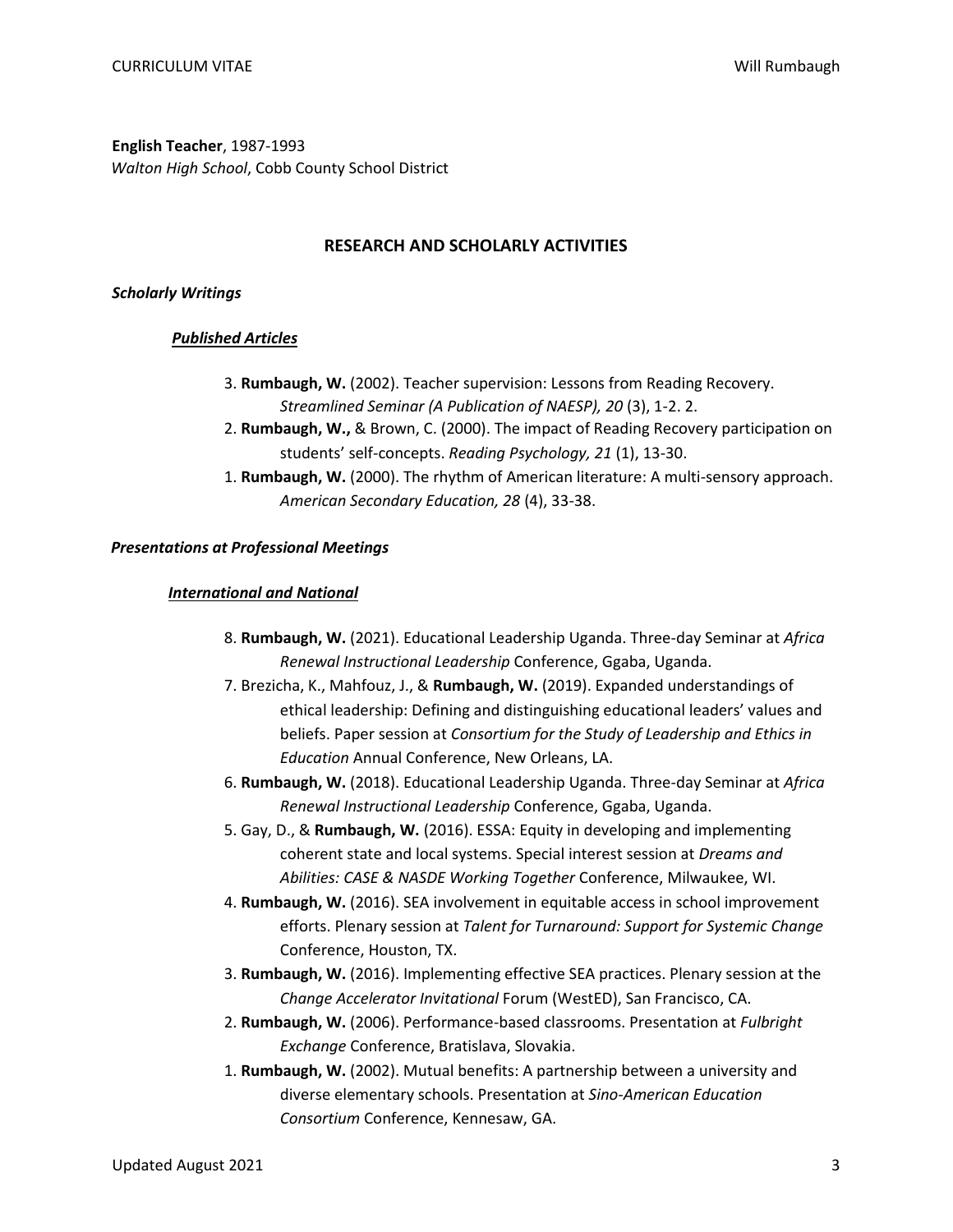**English Teacher**, 1987-1993
*Walton High School*, Cobb County School District

## RESEARCH AND SCHOLARLY ACTIVITIES

### *Scholarly Writings*

#### *Published Articles*

3. **Rumbaugh, W.** (2002). Teacher supervision: Lessons from Reading Recovery. *Streamlined Seminar (A Publication of NAESP), 20* (3), 1-2. 2.
2. **Rumbaugh, W.,** & Brown, C. (2000). The impact of Reading Recovery participation on students' self-concepts. *Reading Psychology, 21* (1), 13-30.
1. **Rumbaugh, W.** (2000). The rhythm of American literature: A multi-sensory approach. *American Secondary Education, 28* (4), 33-38.

### *Presentations at Professional Meetings*

#### *International and National*

8. **Rumbaugh, W.** (2021). Educational Leadership Uganda. Three-day Seminar at *Africa Renewal Instructional Leadership* Conference, Ggaba, Uganda.
7. Brezicha, K., Mahfouz, J., & **Rumbaugh, W.** (2019). Expanded understandings of ethical leadership: Defining and distinguishing educational leaders' values and beliefs. Paper session at *Consortium for the Study of Leadership and Ethics in Education* Annual Conference, New Orleans, LA.
6. **Rumbaugh, W.** (2018). Educational Leadership Uganda. Three-day Seminar at *Africa Renewal Instructional Leadership* Conference, Ggaba, Uganda.
5. Gay, D., & **Rumbaugh, W.** (2016). ESSA: Equity in developing and implementing coherent state and local systems. Special interest session at *Dreams and Abilities: CASE & NASDE Working Together* Conference, Milwaukee, WI.
4. **Rumbaugh, W.** (2016). SEA involvement in equitable access in school improvement efforts. Plenary session at *Talent for Turnaround: Support for Systemic Change* Conference, Houston, TX.
3. **Rumbaugh, W.** (2016). Implementing effective SEA practices. Plenary session at the *Change Accelerator Invitational* Forum (WestED), San Francisco, CA.
2. **Rumbaugh, W.** (2006). Performance-based classrooms. Presentation at *Fulbright Exchange* Conference, Bratislava, Slovakia.
1. **Rumbaugh, W.** (2002). Mutual benefits: A partnership between a university and diverse elementary schools. Presentation at *Sino-American Education Consortium* Conference, Kennesaw, GA.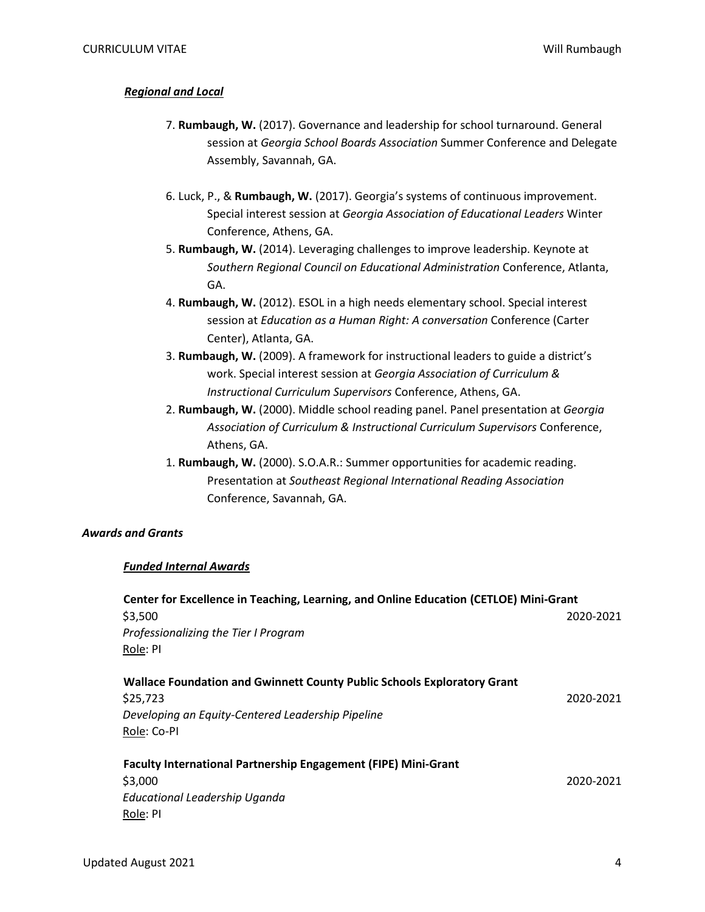### *Regional and Local*

7. **Rumbaugh, W.** (2017). Governance and leadership for school turnaround. General session at *Georgia School Boards Association* Summer Conference and Delegate Assembly, Savannah, GA.

6. Luck, P., & **Rumbaugh, W.** (2017). Georgia's systems of continuous improvement. Special interest session at *Georgia Association of Educational Leaders* Winter Conference, Athens, GA.

5. **Rumbaugh, W.** (2014). Leveraging challenges to improve leadership. Keynote at *Southern Regional Council on Educational Administration* Conference, Atlanta, GA.

4. **Rumbaugh, W.** (2012). ESOL in a high needs elementary school. Special interest session at *Education as a Human Right: A conversation* Conference (Carter Center), Atlanta, GA.

3. **Rumbaugh, W.** (2009). A framework for instructional leaders to guide a district's work. Special interest session at *Georgia Association of Curriculum & Instructional Curriculum Supervisors* Conference, Athens, GA.

2. **Rumbaugh, W.** (2000). Middle school reading panel. Panel presentation at *Georgia Association of Curriculum & Instructional Curriculum Supervisors* Conference, Athens, GA.

1. **Rumbaugh, W.** (2000). S.O.A.R.: Summer opportunities for academic reading. Presentation at *Southeast Regional International Reading Association* Conference, Savannah, GA.

## *Awards and Grants*

### *Funded Internal Awards*

**Center for Excellence in Teaching, Learning, and Online Education (CETLOE) Mini-Grant**
$3,500 — 2020-2021
*Professionalizing the Tier I Program*
Role: PI

**Wallace Foundation and Gwinnett County Public Schools Exploratory Grant**
$25,723 — 2020-2021
*Developing an Equity-Centered Leadership Pipeline*
Role: Co-PI

**Faculty International Partnership Engagement (FIPE) Mini-Grant**
$3,000 — 2020-2021
*Educational Leadership Uganda*
Role: PI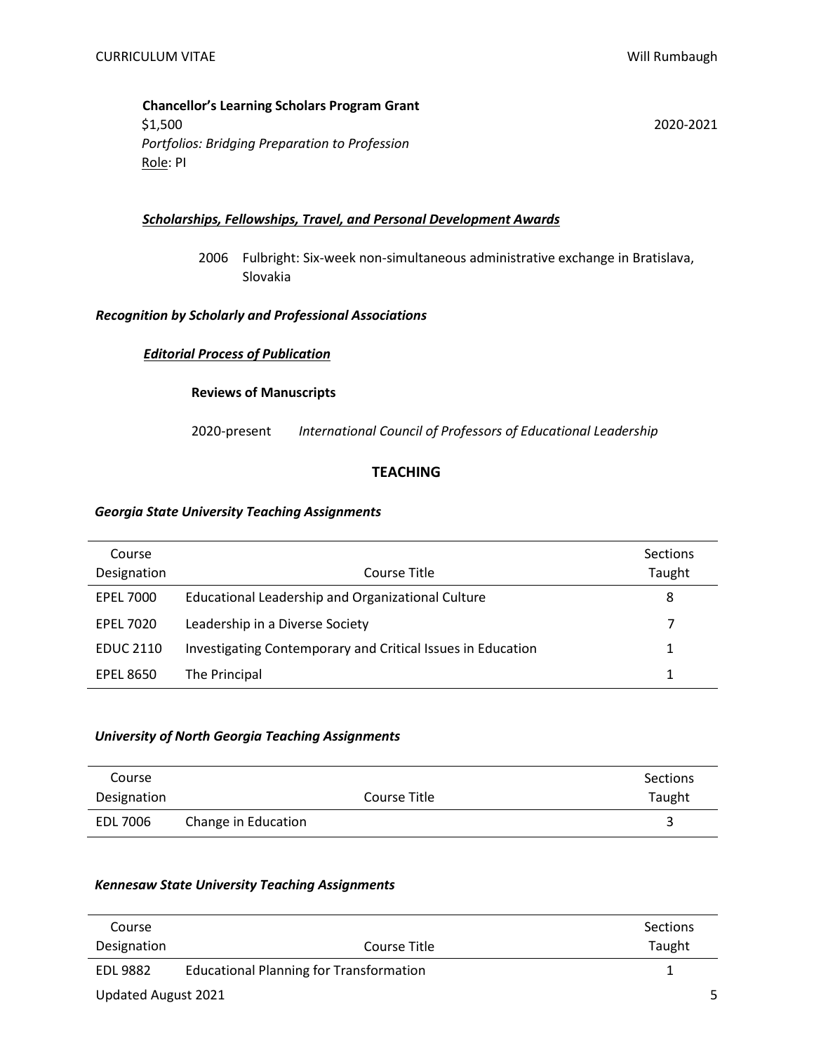**Chancellor's Learning Scholars Program Grant**
$1,500 2020-2021
*Portfolios: Bridging Preparation to Profession*
Role: PI

***Scholarships, Fellowships, Travel, and Personal Development Awards***

2006 Fulbright: Six-week non-simultaneous administrative exchange in Bratislava, Slovakia

***Recognition by Scholarly and Professional Associations***

***Editorial Process of Publication***

**Reviews of Manuscripts**

2020-present *International Council of Professors of Educational Leadership*

## TEACHING

***Georgia State University Teaching Assignments***

| Course Designation | Course Title | Sections Taught |
|---|---|---|
| EPEL 7000 | Educational Leadership and Organizational Culture | 8 |
| EPEL 7020 | Leadership in a Diverse Society | 7 |
| EDUC 2110 | Investigating Contemporary and Critical Issues in Education | 1 |
| EPEL 8650 | The Principal | 1 |

***University of North Georgia Teaching Assignments***

| Course Designation | Course Title | Sections Taught |
|---|---|---|
| EDL 7006 | Change in Education | 3 |

***Kennesaw State University Teaching Assignments***

| Course Designation | Course Title | Sections Taught |
|---|---|---|
| EDL 9882 | Educational Planning for Transformation | 1 |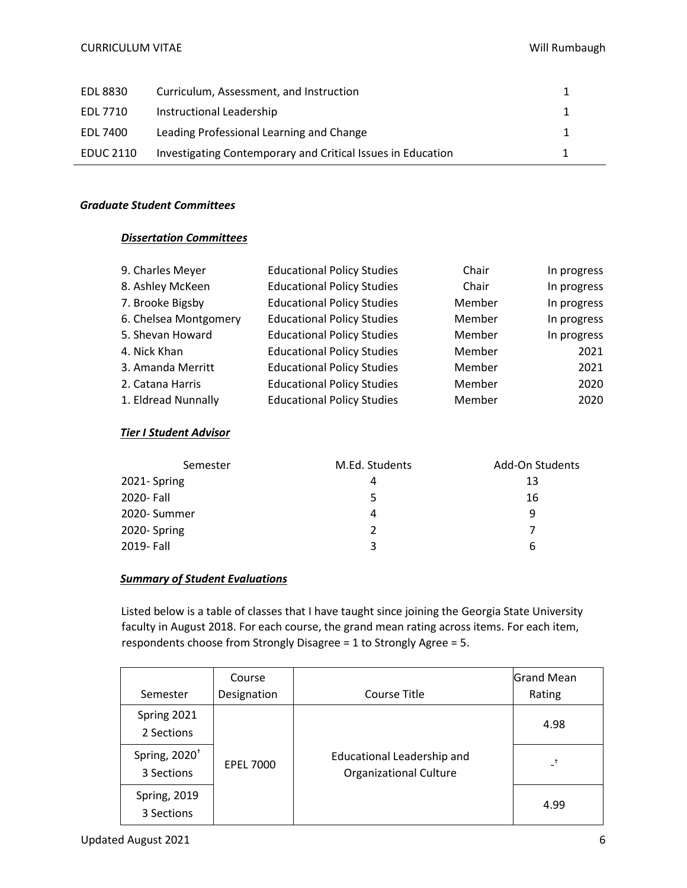| | | |
|---|---|---|
| EDL 8830 | Curriculum, Assessment, and Instruction | 1 |
| EDL 7710 | Instructional Leadership | 1 |
| EDL 7400 | Leading Professional Learning and Change | 1 |
| EDUC 2110 | Investigating Contemporary and Critical Issues in Education | 1 |

### *Graduate Student Committees*

#### ***Dissertation Committees***

| | | | |
|---|---|---|---|
| 9. Charles Meyer | Educational Policy Studies | Chair | In progress |
| 8. Ashley McKeen | Educational Policy Studies | Chair | In progress |
| 7. Brooke Bigsby | Educational Policy Studies | Member | In progress |
| 6. Chelsea Montgomery | Educational Policy Studies | Member | In progress |
| 5. Shevan Howard | Educational Policy Studies | Member | In progress |
| 4. Nick Khan | Educational Policy Studies | Member | 2021 |
| 3. Amanda Merritt | Educational Policy Studies | Member | 2021 |
| 2. Catana Harris | Educational Policy Studies | Member | 2020 |
| 1. Eldread Nunnally | Educational Policy Studies | Member | 2020 |

#### ***Tier I Student Advisor***

| Semester | M.Ed. Students | Add-On Students |
|---|---|---|
| 2021- Spring | 4 | 13 |
| 2020- Fall | 5 | 16 |
| 2020- Summer | 4 | 9 |
| 2020- Spring | 2 | 7 |
| 2019- Fall | 3 | 6 |

#### ***Summary of Student Evaluations***

Listed below is a table of classes that I have taught since joining the Georgia State University faculty in August 2018. For each course, the grand mean rating across items. For each item, respondents choose from Strongly Disagree = 1 to Strongly Agree = 5.

| Semester | Course Designation | Course Title | Grand Mean Rating |
|---|---|---|---|
| Spring 2021 2 Sections | EPEL 7000 | Educational Leadership and Organizational Culture | 4.98 |
| Spring, 2020† 3 Sections | | | -† |
| Spring, 2019 3 Sections | | | 4.99 |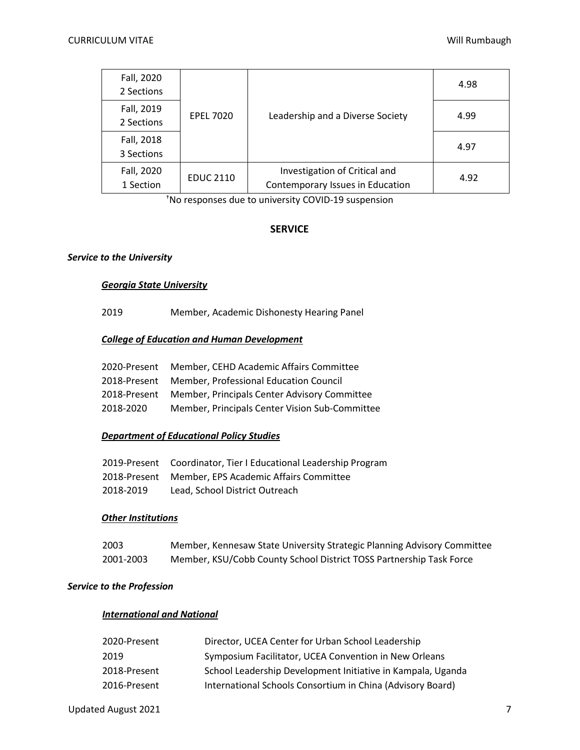| | | | |
|---|---|---|---|
| Fall, 2020 2 Sections | EPEL 7020 | Leadership and a Diverse Society | 4.98 |
| Fall, 2019 2 Sections | | | 4.99 |
| Fall, 2018 3 Sections | | | 4.97 |
| Fall, 2020 1 Section | EDUC 2110 | Investigation of Critical and Contemporary Issues in Education | 4.92 |

†No responses due to university COVID-19 suspension

## SERVICE

### *Service to the University*

#### ***Georgia State University***

2019 Member, Academic Dishonesty Hearing Panel

#### ***College of Education and Human Development***

2020-Present Member, CEHD Academic Affairs Committee
2018-Present Member, Professional Education Council
2018-Present Member, Principals Center Advisory Committee
2018-2020 Member, Principals Center Vision Sub-Committee

#### ***Department of Educational Policy Studies***

2019-Present Coordinator, Tier I Educational Leadership Program
2018-Present Member, EPS Academic Affairs Committee
2018-2019 Lead, School District Outreach

#### ***Other Institutions***

2003 Member, Kennesaw State University Strategic Planning Advisory Committee
2001-2003 Member, KSU/Cobb County School District TOSS Partnership Task Force

### *Service to the Profession*

#### ***International and National***

2020-Present Director, UCEA Center for Urban School Leadership
2019 Symposium Facilitator, UCEA Convention in New Orleans
2018-Present School Leadership Development Initiative in Kampala, Uganda
2016-Present International Schools Consortium in China (Advisory Board)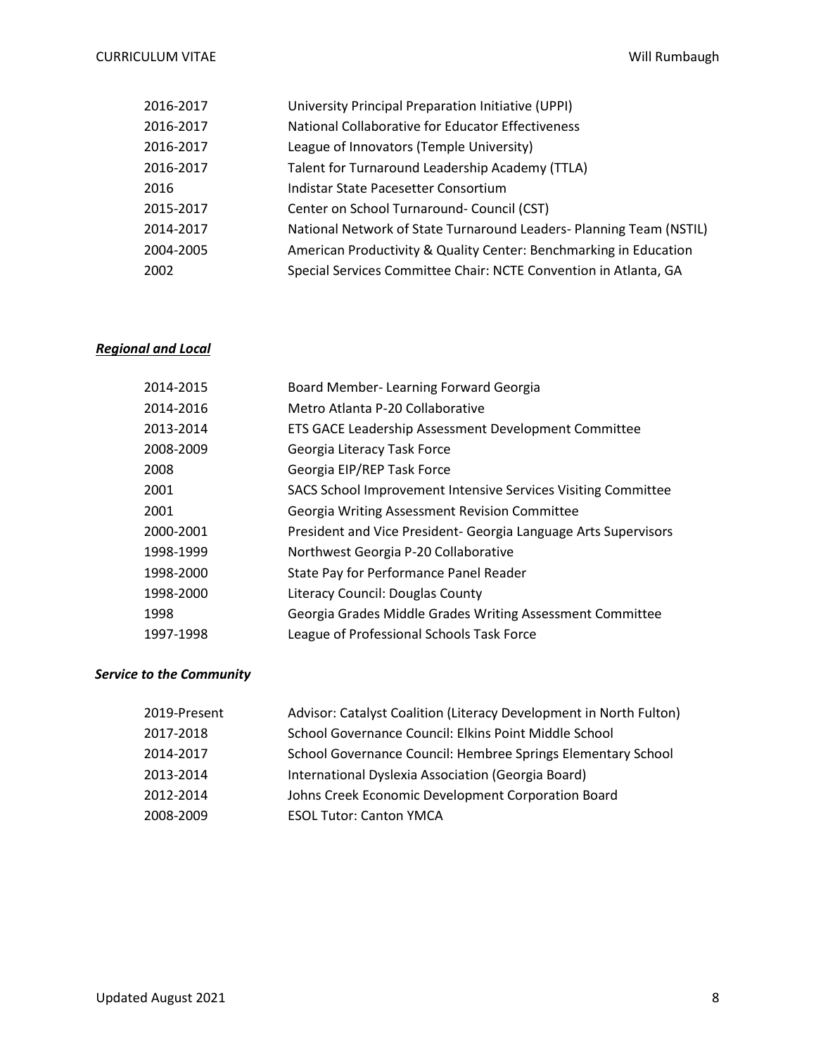| | |
|---|---|
| 2016-2017 | University Principal Preparation Initiative (UPPI) |
| 2016-2017 | National Collaborative for Educator Effectiveness |
| 2016-2017 | League of Innovators (Temple University) |
| 2016-2017 | Talent for Turnaround Leadership Academy (TTLA) |
| 2016 | Indistar State Pacesetter Consortium |
| 2015-2017 | Center on School Turnaround- Council (CST) |
| 2014-2017 | National Network of State Turnaround Leaders- Planning Team (NSTIL) |
| 2004-2005 | American Productivity & Quality Center: Benchmarking in Education |
| 2002 | Special Services Committee Chair: NCTE Convention in Atlanta, GA |

***Regional and Local***

| | |
|---|---|
| 2014-2015 | Board Member- Learning Forward Georgia |
| 2014-2016 | Metro Atlanta P-20 Collaborative |
| 2013-2014 | ETS GACE Leadership Assessment Development Committee |
| 2008-2009 | Georgia Literacy Task Force |
| 2008 | Georgia EIP/REP Task Force |
| 2001 | SACS School Improvement Intensive Services Visiting Committee |
| 2001 | Georgia Writing Assessment Revision Committee |
| 2000-2001 | President and Vice President- Georgia Language Arts Supervisors |
| 1998-1999 | Northwest Georgia P-20 Collaborative |
| 1998-2000 | State Pay for Performance Panel Reader |
| 1998-2000 | Literacy Council: Douglas County |
| 1998 | Georgia Grades Middle Grades Writing Assessment Committee |
| 1997-1998 | League of Professional Schools Task Force |

***Service to the Community***

| | |
|---|---|
| 2019-Present | Advisor: Catalyst Coalition (Literacy Development in North Fulton) |
| 2017-2018 | School Governance Council: Elkins Point Middle School |
| 2014-2017 | School Governance Council: Hembree Springs Elementary School |
| 2013-2014 | International Dyslexia Association (Georgia Board) |
| 2012-2014 | Johns Creek Economic Development Corporation Board |
| 2008-2009 | ESOL Tutor: Canton YMCA |